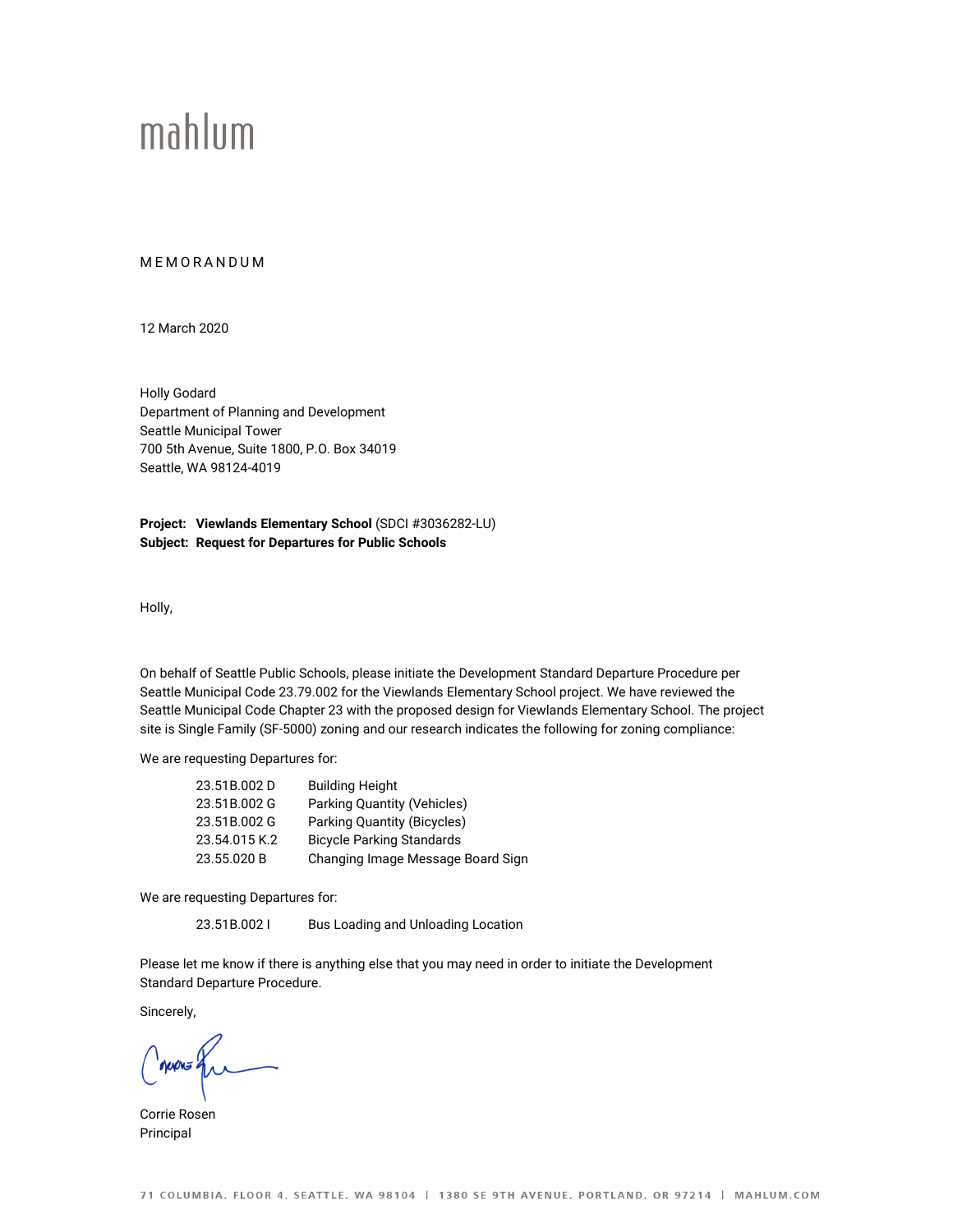mahlum

MEMORANDUM

12 March 2020

Holly Godard
Department of Planning and Development
Seattle Municipal Tower
700 5th Avenue, Suite 1800, P.O. Box 34019
Seattle, WA 98124-4019

**Project: Viewlands Elementary School** (SDCI #3036282-LU)
**Subject: Request for Departures for Public Schools**

Holly,

On behalf of Seattle Public Schools, please initiate the Development Standard Departure Procedure per Seattle Municipal Code 23.79.002 for the Viewlands Elementary School project. We have reviewed the Seattle Municipal Code Chapter 23 with the proposed design for Viewlands Elementary School. The project site is Single Family (SF-5000) zoning and our research indicates the following for zoning compliance:

We are requesting Departures for:

| | |
|---|---|
| 23.51B.002 D | Building Height |
| 23.51B.002 G | Parking Quantity (Vehicles) |
| 23.51B.002 G | Parking Quantity (Bicycles) |
| 23.54.015 K.2 | Bicycle Parking Standards |
| 23.55.020 B | Changing Image Message Board Sign |

We are requesting Departures for:

| | |
|---|---|
| 23.51B.002 I | Bus Loading and Unloading Location |

Please let me know if there is anything else that you may need in order to initiate the Development Standard Departure Procedure.

Sincerely,

Corrie Rosen
Principal

71 COLUMBIA, FLOOR 4, SEATTLE, WA 98104 | 1380 SE 9TH AVENUE, PORTLAND, OR 97214 | MAHLUM.COM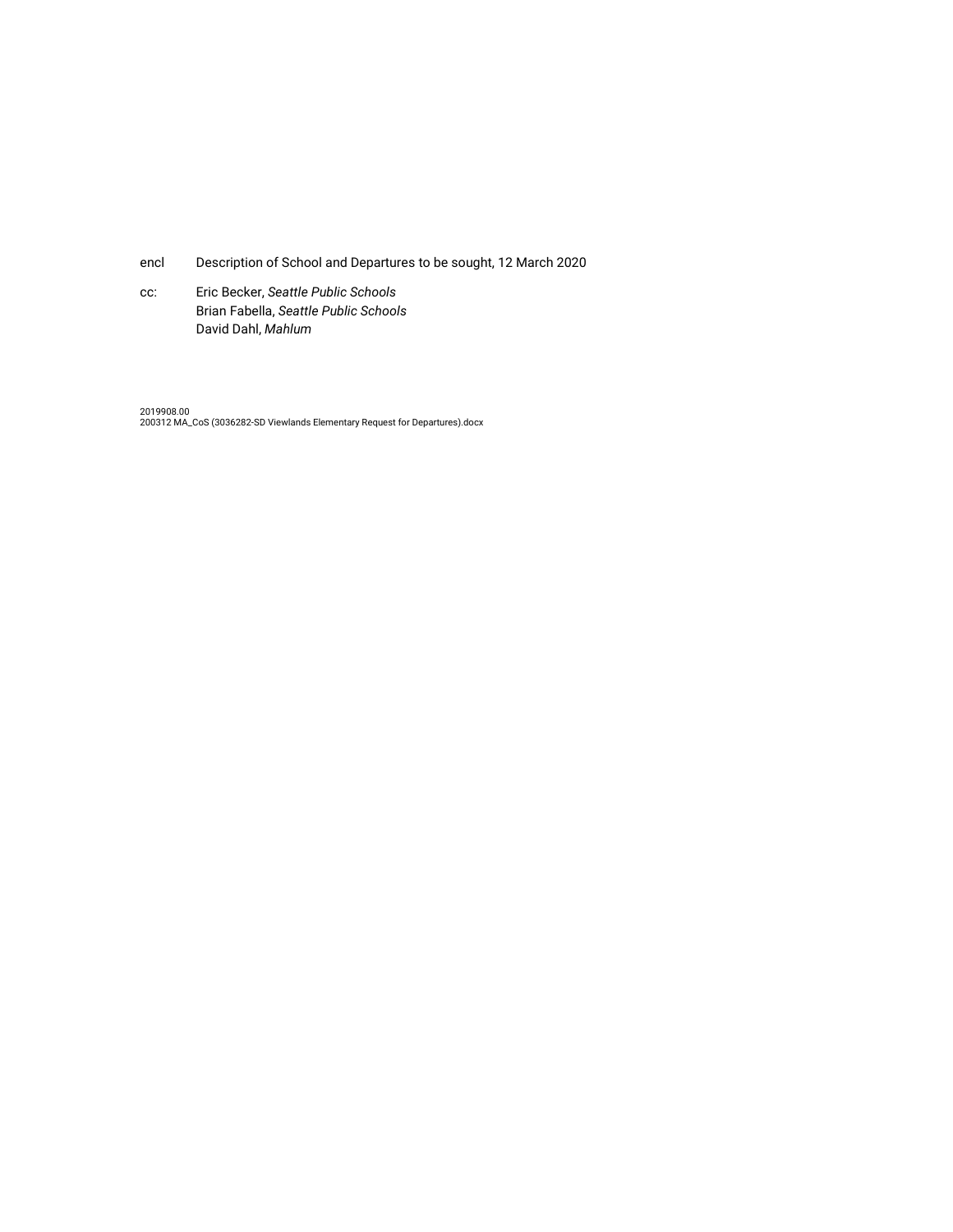encl Description of School and Departures to be sought, 12 March 2020

cc: Eric Becker, *Seattle Public Schools*
Brian Fabella, *Seattle Public Schools*
David Dahl, *Mahlum*

2019908.00
200312 MA_CoS (3036282-SD Viewlands Elementary Request for Departures).docx